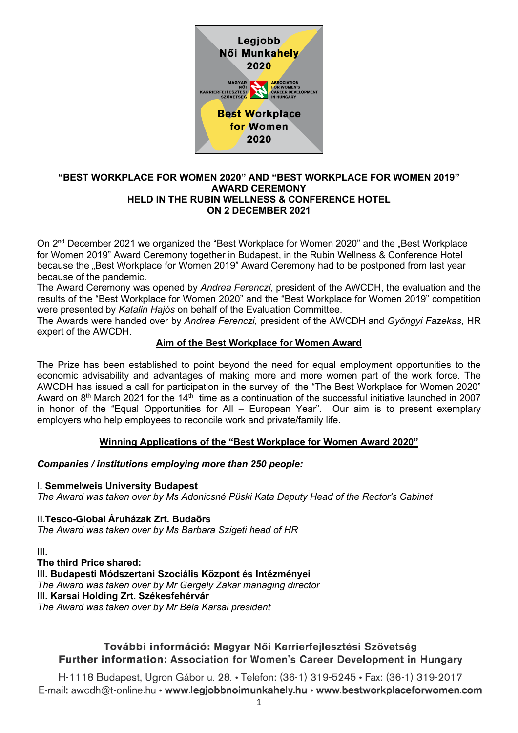Legjobb Női Munkahely 2020

MAGYAR NŐI KARRIERFEJLESZTÉSI SZÖVETSÉG – ASSOCIATION FOR WOMEN'S CAREER DEVELOPMENT IN HUNGARY

Best Workplace for Women 2020

# "BEST WORKPLACE FOR WOMEN 2020" AND "BEST WORKPLACE FOR WOMEN 2019" AWARD CEREMONY HELD IN THE RUBIN WELLNESS & CONFERENCE HOTEL ON 2 DECEMBER 2021

On 2nd December 2021 we organized the "Best Workplace for Women 2020" and the „Best Workplace for Women 2019" Award Ceremony together in Budapest, in the Rubin Wellness & Conference Hotel because the „Best Workplace for Women 2019" Award Ceremony had to be postponed from last year because of the pandemic.
The Award Ceremony was opened by *Andrea Ferenczi*, president of the AWCDH, the evaluation and the results of the "Best Workplace for Women 2020" and the "Best Workplace for Women 2019" competition were presented by *Katalin Hajós* on behalf of the Evaluation Committee.
The Awards were handed over by *Andrea Ferenczi*, president of the AWCDH and *Gyöngyi Fazekas*, HR expert of the AWCDH.

## Aim of the Best Workplace for Women Award

The Prize has been established to point beyond the need for equal employment opportunities to the economic advisability and advantages of making more and more women part of the work force. The AWCDH has issued a call for participation in the survey of the "The Best Workplace for Women 2020" Award on 8th March 2021 for the 14th time as a continuation of the successful initiative launched in 2007 in honor of the "Equal Opportunities for All – European Year". Our aim is to present exemplary employers who help employees to reconcile work and private/family life.

## Winning Applications of the "Best Workplace for Women Award 2020"

***Companies / institutions employing more than 250 people:***

**I. Semmelweis University Budapest**
*The Award was taken over by Ms Adonicsné Püski Kata Deputy Head of the Rector's Cabinet*

**II.Tesco-Global Áruházak Zrt. Budaörs**
*The Award was taken over by Ms Barbara Szigeti head of HR*

**III.**
**The third Price shared:**
**III. Budapesti Módszertani Szociális Központ és Intézményei**
*The Award was taken over by Mr Gergely Zakar managing director*
**III. Karsai Holding Zrt. Székesfehérvár**
*The Award was taken over by Mr Béla Karsai president*

**További információ:** Magyar Női Karrierfejlesztési Szövetség
**Further information:** Association for Women's Career Development in Hungary

H-1118 Budapest, Ugron Gábor u. 28. • Telefon: (36-1) 319-5245 • Fax: (36-1) 319-2017
E-mail: awcdh@t-online.hu • **www.legjobbnoimunkahely.hu** • **www.bestworkplaceforwomen.com**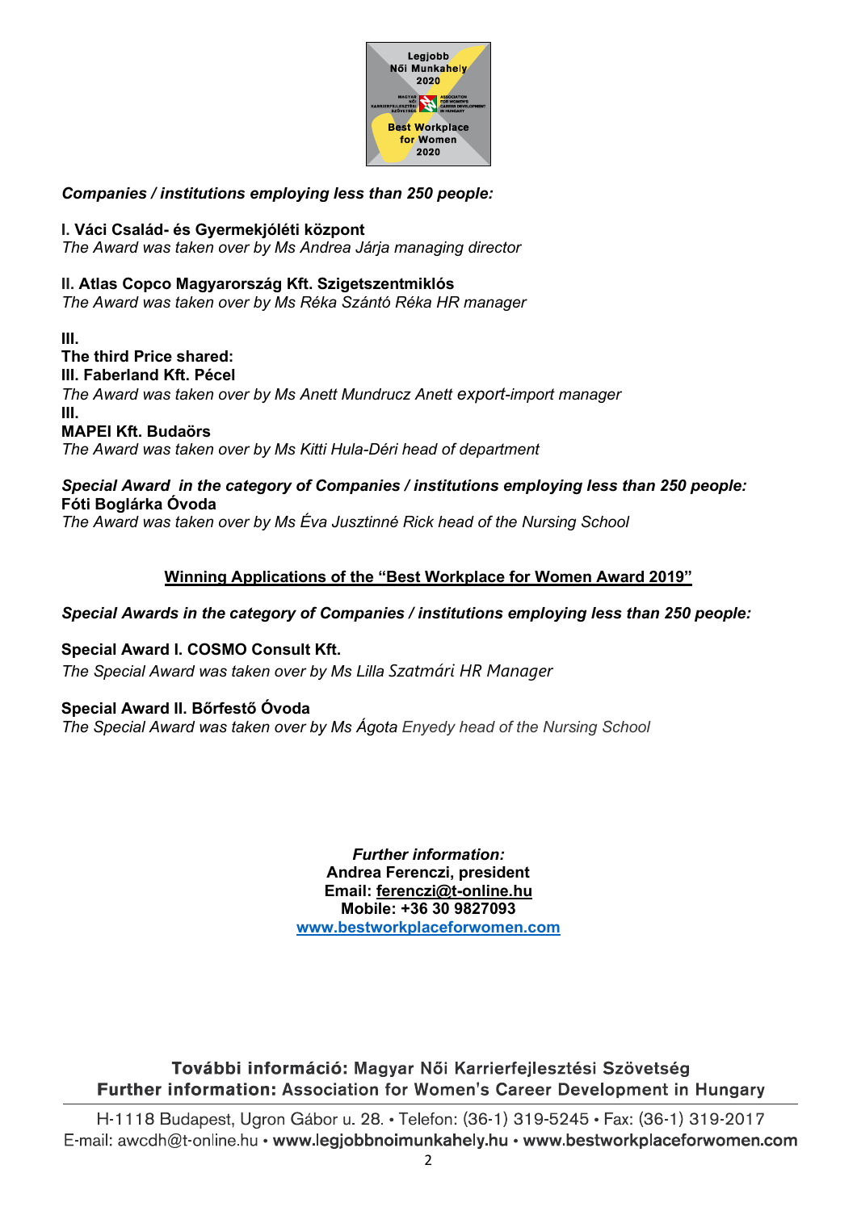*Companies / institutions employing less than 250 people:*

**I. Váci Család- és Gyermekjóléti központ**
*The Award was taken over by Ms Andrea Járja managing director*

**II. Atlas Copco Magyarország Kft. Szigetszentmiklós**
*The Award was taken over by Ms Réka Szántó Réka HR manager*

**III.**
**The third Price shared:**
**III. Faberland Kft. Pécel**
*The Award was taken over by Ms Anett Mundrucz Anett export-import manager*
**III.**
**MAPEI Kft. Budaörs**
*The Award was taken over by Ms Kitti Hula-Déri head of department*

***Special Award in the category of Companies / institutions employing less than 250 people:***
**Fóti Boglárka Óvoda**
*The Award was taken over by Ms Éva Jusztinné Rick head of the Nursing School*

## Winning Applications of the "Best Workplace for Women Award 2019"

***Special Awards in the category of Companies / institutions employing less than 250 people:***

**Special Award I. COSMO Consult Kft.**
*The Special Award was taken over by Ms Lilla Szatmári HR Manager*

**Special Award II. Bőrfestő Óvoda**
*The Special Award was taken over by Ms Ágota Enyedy head of the Nursing School*

***Further information:***
**Andrea Ferenczi, president**
**Email: ferenczi@t-online.hu**
**Mobile: +36 30 9827093**
**www.bestworkplaceforwomen.com**

**További információ:** Magyar Női Karrierfejlesztési Szövetség
**Further information:** Association for Women's Career Development in Hungary

H-1118 Budapest, Ugron Gábor u. 28. • Telefon: (36-1) 319-5245 • Fax: (36-1) 319-2017
E-mail: awcdh@t-online.hu • **www.legjobbnoimunkahely.hu** • **www.bestworkplaceforwomen.com**